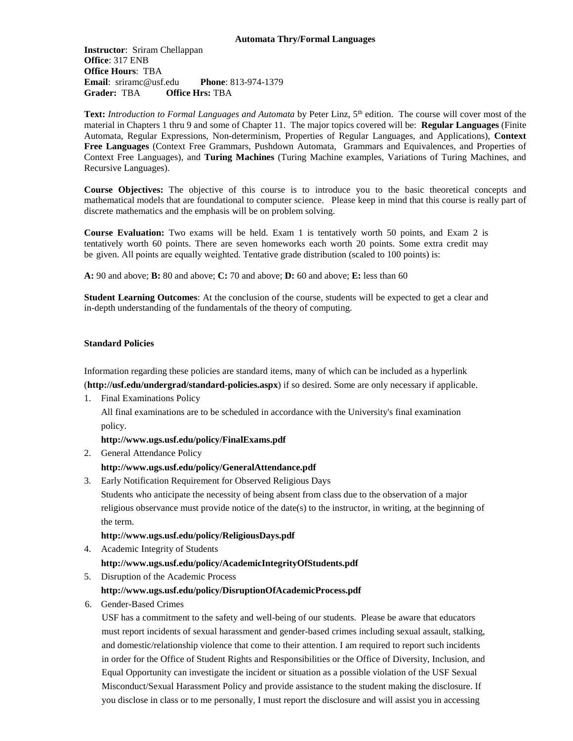# Automata Thry/Formal Languages

**Instructor**: Sriram Chellappan
**Office**: 317 ENB
**Office Hours**: TBA
**Email**: sriramc@usf.edu **Phone**: 813-974-1379
**Grader:** TBA **Office Hrs:** TBA

**Text:** *Introduction to Formal Languages and Automata* by Peter Linz, 5th edition. The course will cover most of the material in Chapters 1 thru 9 and some of Chapter 11. The major topics covered will be: **Regular Languages** (Finite Automata, Regular Expressions, Non-determinism, Properties of Regular Languages, and Applications), **Context Free Languages** (Context Free Grammars, Pushdown Automata, Grammars and Equivalences, and Properties of Context Free Languages), and **Turing Machines** (Turing Machine examples, Variations of Turing Machines, and Recursive Languages).

**Course Objectives:** The objective of this course is to introduce you to the basic theoretical concepts and mathematical models that are foundational to computer science. Please keep in mind that this course is really part of discrete mathematics and the emphasis will be on problem solving.

**Course Evaluation:** Two exams will be held. Exam 1 is tentatively worth 50 points, and Exam 2 is tentatively worth 60 points. There are seven homeworks each worth 20 points. Some extra credit may be given. All points are equally weighted. Tentative grade distribution (scaled to 100 points) is:

**A:** 90 and above; **B:** 80 and above; **C:** 70 and above; **D:** 60 and above; **E:** less than 60

**Student Learning Outcomes**: At the conclusion of the course, students will be expected to get a clear and in-depth understanding of the fundamentals of the theory of computing.

## Standard Policies

Information regarding these policies are standard items, many of which can be included as a hyperlink (**http://usf.edu/undergrad/standard-policies.aspx**) if so desired. Some are only necessary if applicable.

1. Final Examinations Policy
   All final examinations are to be scheduled in accordance with the University's final examination policy.
   **http://www.ugs.usf.edu/policy/FinalExams.pdf**
2. General Attendance Policy
   **http://www.ugs.usf.edu/policy/GeneralAttendance.pdf**
3. Early Notification Requirement for Observed Religious Days
   Students who anticipate the necessity of being absent from class due to the observation of a major religious observance must provide notice of the date(s) to the instructor, in writing, at the beginning of the term.
   **http://www.ugs.usf.edu/policy/ReligiousDays.pdf**
4. Academic Integrity of Students
   **http://www.ugs.usf.edu/policy/AcademicIntegrityOfStudents.pdf**
5. Disruption of the Academic Process
   **http://www.ugs.usf.edu/policy/DisruptionOfAcademicProcess.pdf**
6. Gender-Based Crimes
   USF has a commitment to the safety and well-being of our students. Please be aware that educators must report incidents of sexual harassment and gender-based crimes including sexual assault, stalking, and domestic/relationship violence that come to their attention. I am required to report such incidents in order for the Office of Student Rights and Responsibilities or the Office of Diversity, Inclusion, and Equal Opportunity can investigate the incident or situation as a possible violation of the USF Sexual Misconduct/Sexual Harassment Policy and provide assistance to the student making the disclosure. If you disclose in class or to me personally, I must report the disclosure and will assist you in accessing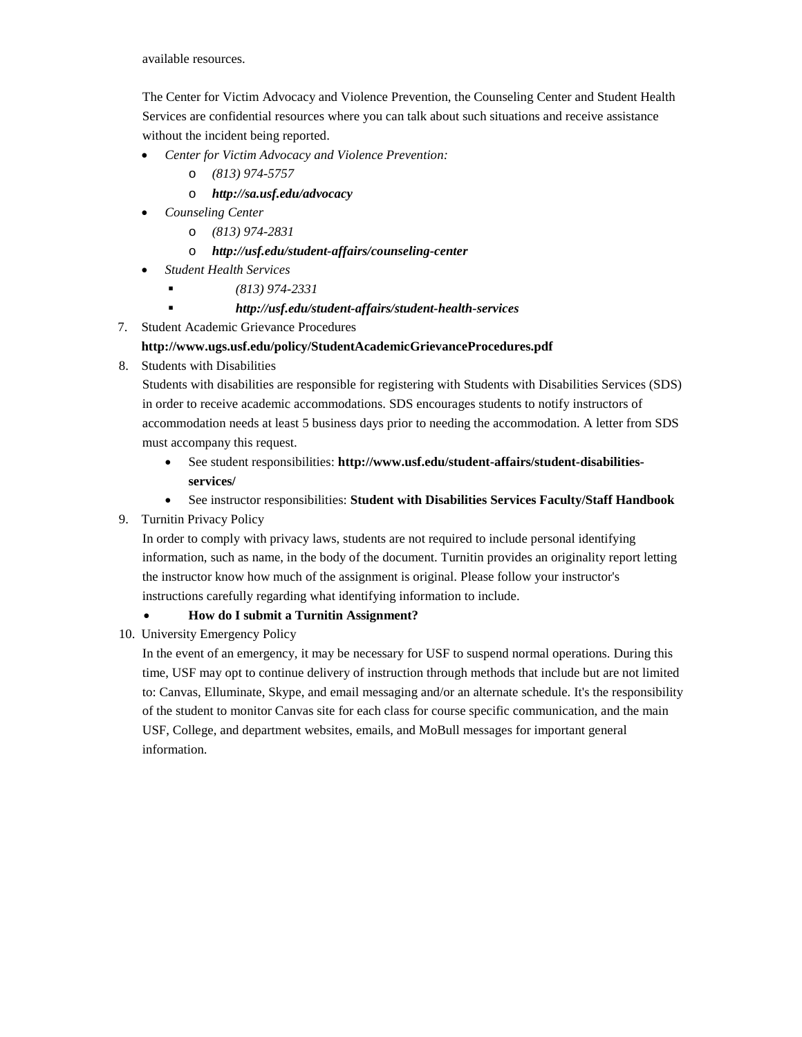available resources.

The Center for Victim Advocacy and Violence Prevention, the Counseling Center and Student Health Services are confidential resources where you can talk about such situations and receive assistance without the incident being reported.

- *Center for Victim Advocacy and Violence Prevention:*
    - *(813) 974-5757*
    - ***http://sa.usf.edu/advocacy***
- *Counseling Center*
    - *(813) 974-2831*
    - ***http://usf.edu/student-affairs/counseling-center***
- *Student Health Services*
    - *(813) 974-2331*
    - ***http://usf.edu/student-affairs/student-health-services***

7. Student Academic Grievance Procedures
   **http://www.ugs.usf.edu/policy/StudentAcademicGrievanceProcedures.pdf**
8. Students with Disabilities
   Students with disabilities are responsible for registering with Students with Disabilities Services (SDS) in order to receive academic accommodations. SDS encourages students to notify instructors of accommodation needs at least 5 business days prior to needing the accommodation. A letter from SDS must accompany this request.
    - See student responsibilities: **http://www.usf.edu/student-affairs/student-disabilities-services/**
    - See instructor responsibilities: **Student with Disabilities Services Faculty/Staff Handbook**
9. Turnitin Privacy Policy
   In order to comply with privacy laws, students are not required to include personal identifying information, such as name, in the body of the document. Turnitin provides an originality report letting the instructor know how much of the assignment is original. Please follow your instructor's instructions carefully regarding what identifying information to include.
    - **How do I submit a Turnitin Assignment?**
10. University Emergency Policy
    In the event of an emergency, it may be necessary for USF to suspend normal operations. During this time, USF may opt to continue delivery of instruction through methods that include but are not limited to: Canvas, Elluminate, Skype, and email messaging and/or an alternate schedule. It's the responsibility of the student to monitor Canvas site for each class for course specific communication, and the main USF, College, and department websites, emails, and MoBull messages for important general information.